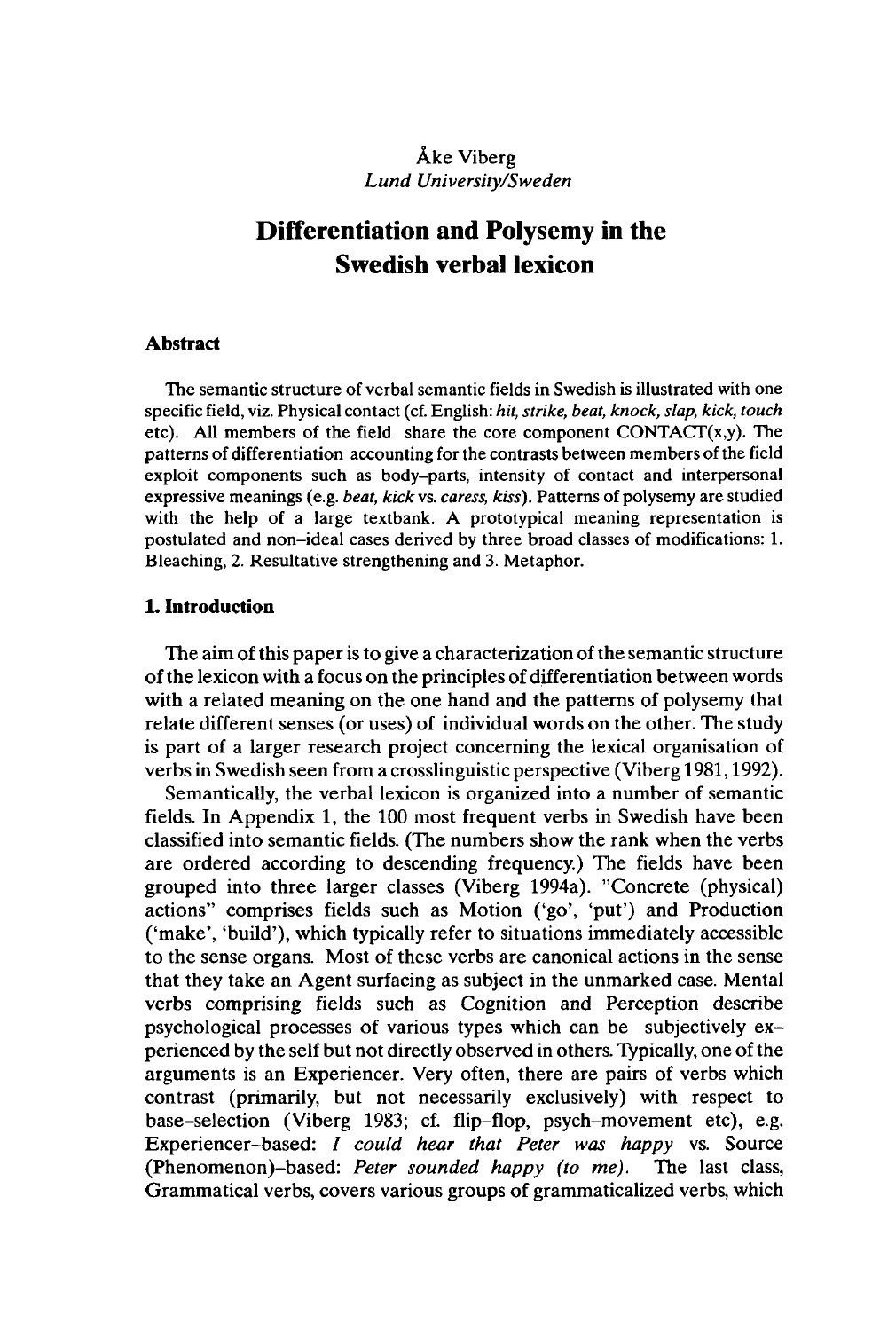Åke Viberg
*Lund University/Sweden*

# Differentiation and Polysemy in the Swedish verbal lexicon

## Abstract

The semantic structure of verbal semantic fields in Swedish is illustrated with one specific field, viz. Physical contact (cf. English: *hit, strike, beat, knock, slap, kick, touch* etc). All members of the field share the core component CONTACT(x,y). The patterns of differentiation accounting for the contrasts between members of the field exploit components such as body-parts, intensity of contact and interpersonal expressive meanings (e.g. *beat, kick* vs. *caress, kiss*). Patterns of polysemy are studied with the help of a large textbank. A prototypical meaning representation is postulated and non-ideal cases derived by three broad classes of modifications: 1. Bleaching, 2. Resultative strengthening and 3. Metaphor.

## 1. Introduction

The aim of this paper is to give a characterization of the semantic structure of the lexicon with a focus on the principles of differentiation between words with a related meaning on the one hand and the patterns of polysemy that relate different senses (or uses) of individual words on the other. The study is part of a larger research project concerning the lexical organisation of verbs in Swedish seen from a crosslinguistic perspective (Viberg 1981, 1992).

Semantically, the verbal lexicon is organized into a number of semantic fields. In Appendix 1, the 100 most frequent verbs in Swedish have been classified into semantic fields. (The numbers show the rank when the verbs are ordered according to descending frequency.) The fields have been grouped into three larger classes (Viberg 1994a). "Concrete (physical) actions" comprises fields such as Motion ('go', 'put') and Production ('make', 'build'), which typically refer to situations immediately accessible to the sense organs. Most of these verbs are canonical actions in the sense that they take an Agent surfacing as subject in the unmarked case. Mental verbs comprising fields such as Cognition and Perception describe psychological processes of various types which can be subjectively experienced by the self but not directly observed in others. Typically, one of the arguments is an Experiencer. Very often, there are pairs of verbs which contrast (primarily, but not necessarily exclusively) with respect to base-selection (Viberg 1983; cf. flip-flop, psych-movement etc), e.g. Experiencer-based: *I could hear that Peter was happy* vs. Source (Phenomenon)-based: *Peter sounded happy (to me).* The last class, Grammatical verbs, covers various groups of grammaticalized verbs, which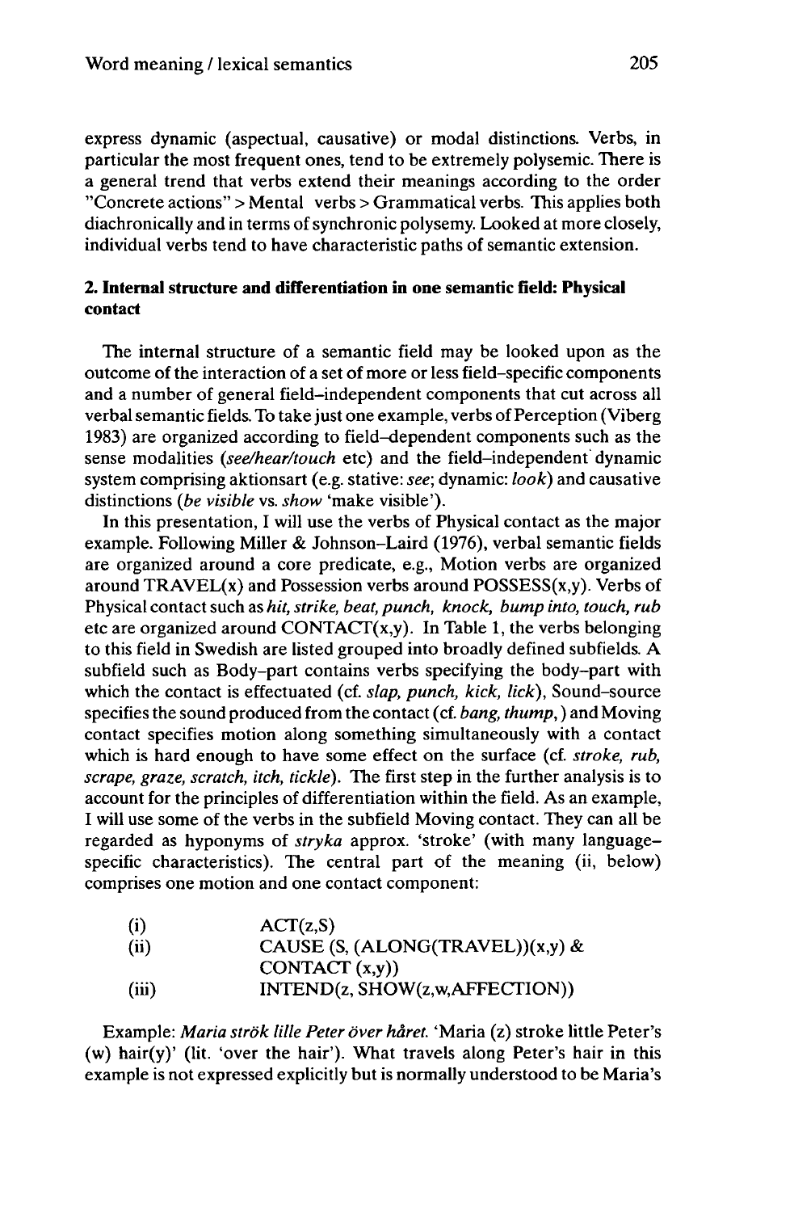express dynamic (aspectual, causative) or modal distinctions. Verbs, in particular the most frequent ones, tend to be extremely polysemic. There is a general trend that verbs extend their meanings according to the order "Concrete actions" > Mental verbs > Grammatical verbs. This applies both diachronically and in terms of synchronic polysemy. Looked at more closely, individual verbs tend to have characteristic paths of semantic extension.

## 2. Internal structure and differentiation in one semantic field: Physical contact

The internal structure of a semantic field may be looked upon as the outcome of the interaction of a set of more or less field-specific components and a number of general field-independent components that cut across all verbal semantic fields. To take just one example, verbs of Perception (Viberg 1983) are organized according to field-dependent components such as the sense modalities (*see/hear/touch* etc) and the field-independent dynamic system comprising aktionsart (e.g. stative: *see*; dynamic: *look*) and causative distinctions (*be visible* vs. *show* 'make visible').

In this presentation, I will use the verbs of Physical contact as the major example. Following Miller & Johnson-Laird (1976), verbal semantic fields are organized around a core predicate, e.g., Motion verbs are organized around TRAVEL(x) and Possession verbs around POSSESS(x,y). Verbs of Physical contact such as *hit, strike, beat, punch, knock, bump into, touch, rub* etc are organized around CONTACT(x,y). In Table 1, the verbs belonging to this field in Swedish are listed grouped into broadly defined subfields. A subfield such as Body-part contains verbs specifying the body-part with which the contact is effectuated (cf. *slap, punch, kick, lick*), Sound-source specifies the sound produced from the contact (cf. *bang, thump,*) and Moving contact specifies motion along something simultaneously with a contact which is hard enough to have some effect on the surface (cf. *stroke, rub, scrape, graze, scratch, itch, tickle*). The first step in the further analysis is to account for the principles of differentiation within the field. As an example, I will use some of the verbs in the subfield Moving contact. They can all be regarded as hyponyms of *stryka* approx. 'stroke' (with many language-specific characteristics). The central part of the meaning (ii, below) comprises one motion and one contact component:

(i) ACT(z,S)
(ii) CAUSE (S, (ALONG(TRAVEL))(x,y) & CONTACT (x,y))
(iii) INTEND(z, SHOW(z,w,AFFECTION))

Example: *Maria strök lille Peter över håret.* 'Maria (z) stroke little Peter's (w) hair(y)' (lit. 'over the hair'). What travels along Peter's hair in this example is not expressed explicitly but is normally understood to be Maria's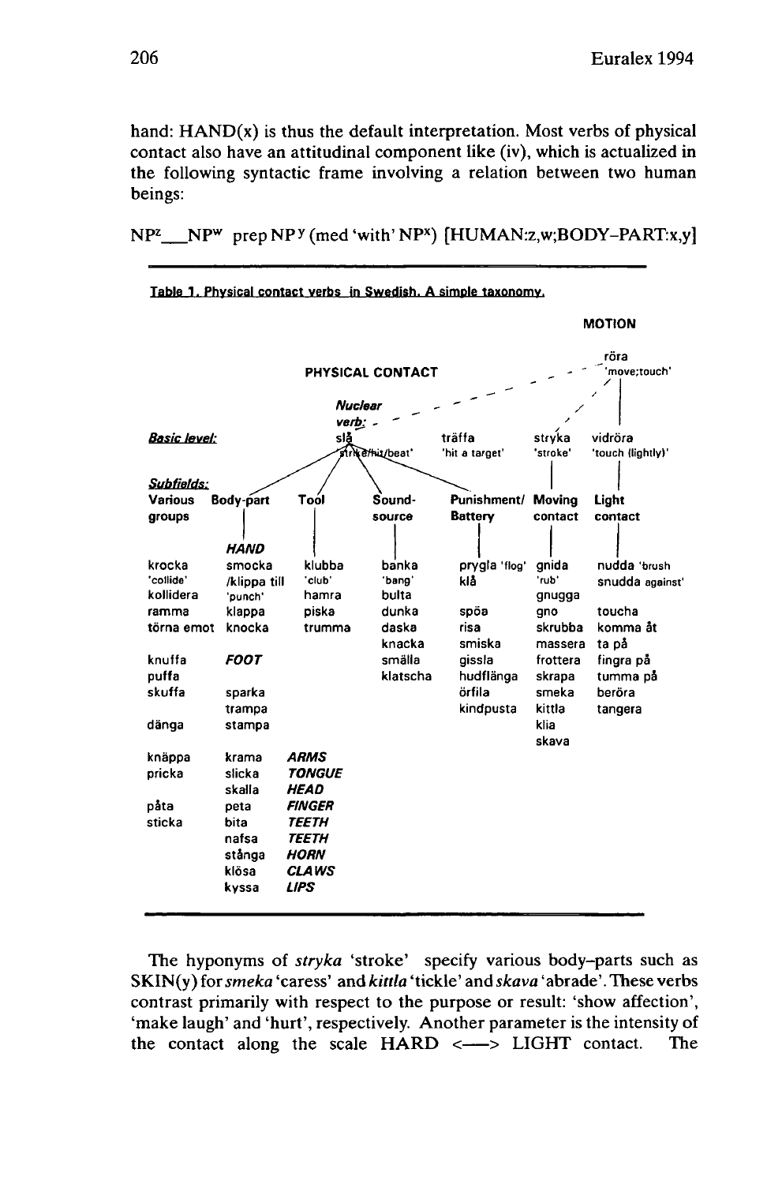hand: HAND(x) is thus the default interpretation. Most verbs of physical contact also have an attitudinal component like (iv), which is actualized in the following syntactic frame involving a relation between two human beings:

$NP^z$ __ $NP^w$ prep $NP^y$ (med 'with' $NP^x$) [HUMAN:z,w;BODY–PART:x,y]

Table 1. Physical contact verbs in Swedish. A simple taxonomy.

MOTION: röra 'move;touch'

PHYSICAL CONTACT

*Nuclear verb:* slå 'strike/hit/beat'

| | | | | | | |
|---|---|---|---|---|---|---|
| ***Basic level:*** | slå 'strike/hit/beat' | | | träffa 'hit a target' | stryka 'stroke' | vidröra 'touch (lightly)' |
| ***Subfields:*** | | | | | | |
| **Various groups** | **Body-part** | **Tool** | **Sound-source** | **Punishment/ Battery** | **Moving contact** | **Light contact** |
| | ***HAND*** | | | | | |
| krocka 'collide' | smocka /klippa till 'punch' | klubba 'club' | banka 'bang' | prygla 'flog' | gnida 'rub' | nudda 'brush |
| kollidera | | hamra | bulta | klå | gnugga | snudda against' |
| ramma | klappa | piska | dunka | spöa | gno | toucha |
| törna emot | knocka | trumma | daska | risa | skrubba | komma åt |
| | | | knacka | smiska | massera | ta på |
| knuffa | ***FOOT*** | | smälla | gissla | frottera | fingra på |
| puffa | | | klatscha | hudflänga | skrapa | tumma på |
| skuffa | sparka | | | örfila | smeka | beröra |
| | trampa | | | kindpusta | kittla | tangera |
| dänga | stampa | | | | klia | |
| | | | | | skava | |
| knäppa | krama | ***ARMS*** | | | | |
| pricka | slicka | ***TONGUE*** | | | | |
| | skalla | ***HEAD*** | | | | |
| påta | peta | ***FINGER*** | | | | |
| sticka | bita | ***TEETH*** | | | | |
| | nafsa | ***TEETH*** | | | | |
| | stånga | ***HORN*** | | | | |
| | klösa | ***CLAWS*** | | | | |
| | kyssa | ***LIPS*** | | | | |

The hyponyms of *stryka* 'stroke' specify various body–parts such as SKIN(y) for *smeka* 'caress' and *kittla* 'tickle' and *skava* 'abrade'. These verbs contrast primarily with respect to the purpose or result: 'show affection', 'make laugh' and 'hurt', respectively. Another parameter is the intensity of the contact along the scale HARD <——> LIGHT contact. The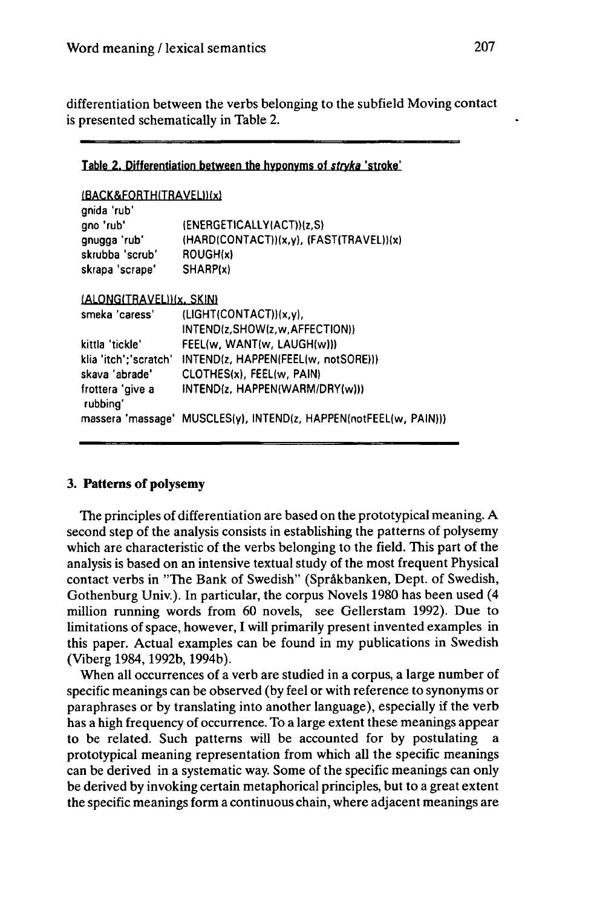differentiation between the verbs belonging to the subfield Moving contact is presented schematically in Table 2.

Table 2. Differentiation between the hyponyms of *stryka* 'stroke'

| (BACK&FORTH(TRAVEL))(x) | |
|---|---|
| gnida 'rub' | |
| gno 'rub' | (ENERGETICALLY(ACT))(z,S) |
| gnugga 'rub' | (HARD(CONTACT))(x,y), (FAST(TRAVEL))(x) |
| skrubba 'scrub' | ROUGH(x) |
| skrapa 'scrape' | SHARP(x) |
| **(ALONG(TRAVEL))(x, SKIN)** | |
| smeka 'caress' | (LIGHT(CONTACT))(x,y), INTEND(z,SHOW(z,w,AFFECTION)) |
| kittla 'tickle' | FEEL(w, WANT(w, LAUGH(w))) |
| klia 'itch';'scratch' | INTEND(z, HAPPEN(FEEL(w, notSORE))) |
| skava 'abrade' | CLOTHES(x), FEEL(w, PAIN) |
| frottera 'give a rubbing' | INTEND(z, HAPPEN(WARM/DRY(w))) |
| massera 'massage' | MUSCLES(y), INTEND(z, HAPPEN(notFEEL(w, PAIN))) |

### 3. Patterns of polysemy

The principles of differentiation are based on the prototypical meaning. A second step of the analysis consists in establishing the patterns of polysemy which are characteristic of the verbs belonging to the field. This part of the analysis is based on an intensive textual study of the most frequent Physical contact verbs in "The Bank of Swedish" (Språkbanken, Dept. of Swedish, Gothenburg Univ.). In particular, the corpus Novels 1980 has been used (4 million running words from 60 novels, see Gellerstam 1992). Due to limitations of space, however, I will primarily present invented examples in this paper. Actual examples can be found in my publications in Swedish (Viberg 1984, 1992b, 1994b).

When all occurrences of a verb are studied in a corpus, a large number of specific meanings can be observed (by feel or with reference to synonyms or paraphrases or by translating into another language), especially if the verb has a high frequency of occurrence. To a large extent these meanings appear to be related. Such patterns will be accounted for by postulating a prototypical meaning representation from which all the specific meanings can be derived in a systematic way. Some of the specific meanings can only be derived by invoking certain metaphorical principles, but to a great extent the specific meanings form a continuous chain, where adjacent meanings are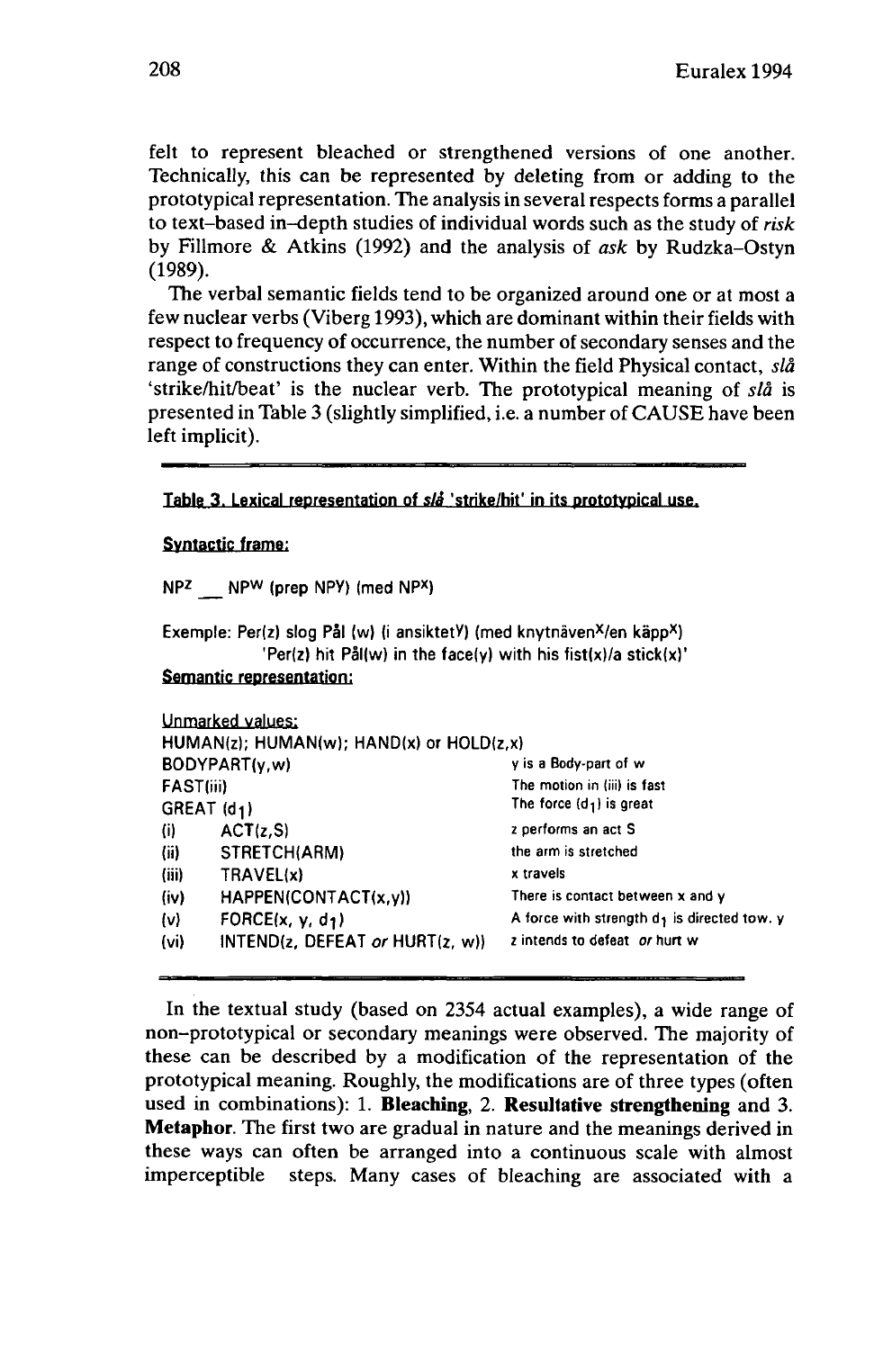felt to represent bleached or strengthened versions of one another. Technically, this can be represented by deleting from or adding to the prototypical representation. The analysis in several respects forms a parallel to text–based in–depth studies of individual words such as the study of *risk* by Fillmore & Atkins (1992) and the analysis of *ask* by Rudzka–Ostyn (1989).

The verbal semantic fields tend to be organized around one or at most a few nuclear verbs (Viberg 1993), which are dominant within their fields with respect to frequency of occurrence, the number of secondary senses and the range of constructions they can enter. Within the field Physical contact, *slå* 'strike/hit/beat' is the nuclear verb. The prototypical meaning of *slå* is presented in Table 3 (slightly simplified, i.e. a number of CAUSE have been left implicit).

Table 3. Lexical representation of *slå* 'strike/hit' in its prototypical use.

**Syntactic frame:**

$NP^z$ __ $NP^w$ (prep $NP^y$) (med $NP^x$)

Exemple: Per(z) slog Pål (w) (i ansiktet$^y$) (med knytnäven$^x$/en käpp$^x$)
'Per(z) hit Pål(w) in the face(y) with his fist(x)/a stick(x)'

**Semantic representation:**

Unmarked values:
HUMAN(z); HUMAN(w); HAND(x) or HOLD(z,x)

| | | |
|---|---|---|
| BODYPART(y,w) | | y is a Body-part of w |
| FAST(iii) | | The motion in (iii) is fast |
| GREAT ($d_1$) | | The force ($d_1$) is great |
| (i) | ACT(z,S) | z performs an act S |
| (ii) | STRETCH(ARM) | the arm is stretched |
| (iii) | TRAVEL(x) | x travels |
| (iv) | HAPPEN(CONTACT(x,y)) | There is contact between x and y |
| (v) | FORCE(x, y, $d_1$) | A force with strength $d_1$ is directed tow. y |
| (vi) | INTEND(z, DEFEAT *or* HURT(z, w)) | z intends to defeat *or* hurt w |

In the textual study (based on 2354 actual examples), a wide range of non–prototypical or secondary meanings were observed. The majority of these can be described by a modification of the representation of the prototypical meaning. Roughly, the modifications are of three types (often used in combinations): 1. **Bleaching**, 2. **Resultative strengthening** and 3. **Metaphor**. The first two are gradual in nature and the meanings derived in these ways can often be arranged into a continuous scale with almost imperceptible steps. Many cases of bleaching are associated with a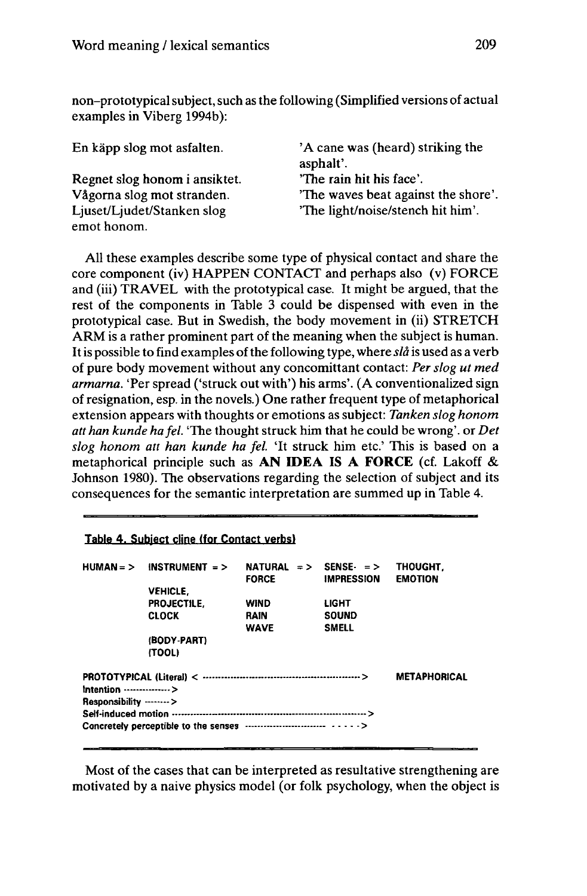non-prototypical subject, such as the following (Simplified versions of actual examples in Viberg 1994b):

| | |
|---|---|
| En käpp slog mot asfalten. | 'A cane was (heard) striking the asphalt'. |
| Regnet slog honom i ansiktet. | 'The rain hit his face'. |
| Vågorna slog mot stranden. | 'The waves beat against the shore'. |
| Ljuset/Ljudet/Stanken slog emot honom. | 'The light/noise/stench hit him'. |

All these examples describe some type of physical contact and share the core component (iv) HAPPEN CONTACT and perhaps also (v) FORCE and (iii) TRAVEL with the prototypical case. It might be argued, that the rest of the components in Table 3 could be dispensed with even in the prototypical case. But in Swedish, the body movement in (ii) STRETCH ARM is a rather prominent part of the meaning when the subject is human. It is possible to find examples of the following type, where *slå* is used as a verb of pure body movement without any concomittant contact: *Per slog ut med armarna.* 'Per spread ('struck out with') his arms'. (A conventionalized sign of resignation, esp. in the novels.) One rather frequent type of metaphorical extension appears with thoughts or emotions as subject: *Tanken slog honom att han kunde ha fel.* 'The thought struck him that he could be wrong'. or *Det slog honom att han kunde ha fel.* 'It struck him etc.' This is based on a metaphorical principle such as **AN IDEA IS A FORCE** (cf. Lakoff & Johnson 1980). The observations regarding the selection of subject and its consequences for the semantic interpretation are summed up in Table 4.

Table 4. Subject cline (for Contact verbs)

| HUMAN => | INSTRUMENT => | NATURAL FORCE => | SENSE-IMPRESSION => | THOUGHT, EMOTION |
|---|---|---|---|---|
| | VEHICLE, | | | |
| | PROJECTILE, | WIND | LIGHT | |
| | CLOCK | RAIN | SOUND | |
| | | WAVE | SMELL | |
| | (BODY-PART) | | | |
| | (TOOL) | | | |

PROTOTYPICAL (Literal) < -------------------------------------------------- > METAPHORICAL
Intention -------------- >
Responsibility -------- >
Self-induced motion ------------------------------------------------------------ >
Concretely perceptible to the senses ------------------------ - - - - - >

Most of the cases that can be interpreted as resultative strengthening are motivated by a naive physics model (or folk psychology, when the object is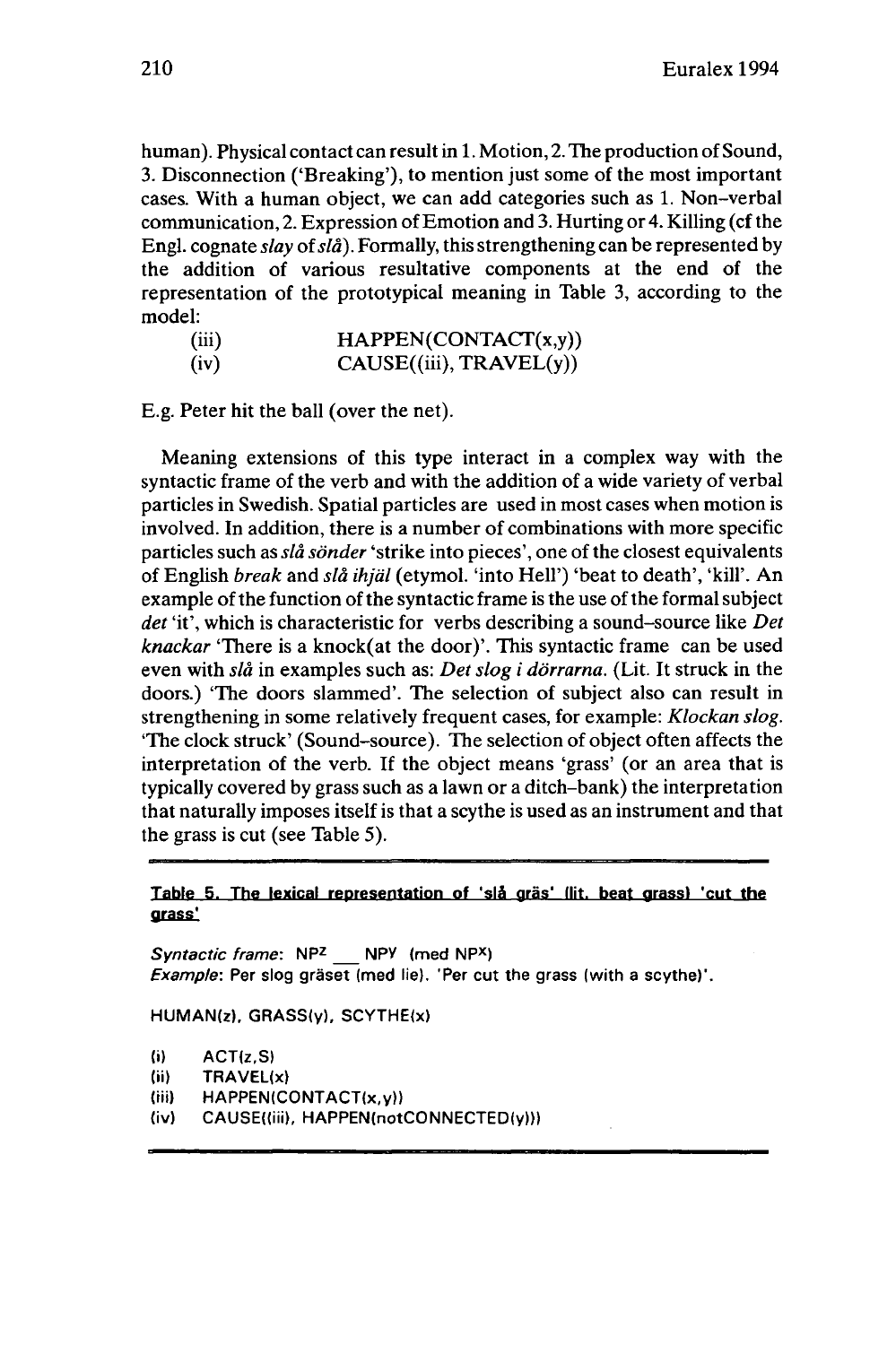human). Physical contact can result in 1. Motion, 2. The production of Sound, 3. Disconnection ('Breaking'), to mention just some of the most important cases. With a human object, we can add categories such as 1. Non-verbal communication, 2. Expression of Emotion and 3. Hurting or 4. Killing (cf the Engl. cognate *slay* of *slå*). Formally, this strengthening can be represented by the addition of various resultative components at the end of the representation of the prototypical meaning in Table 3, according to the model:

(iii) HAPPEN(CONTACT(x,y))
(iv) CAUSE((iii), TRAVEL(y))

E.g. Peter hit the ball (over the net).

Meaning extensions of this type interact in a complex way with the syntactic frame of the verb and with the addition of a wide variety of verbal particles in Swedish. Spatial particles are used in most cases when motion is involved. In addition, there is a number of combinations with more specific particles such as *slå sönder* 'strike into pieces', one of the closest equivalents of English *break* and *slå ihjäl* (etymol. 'into Hell') 'beat to death', 'kill'. An example of the function of the syntactic frame is the use of the formal subject *det* 'it', which is characteristic for verbs describing a sound-source like *Det knackar* 'There is a knock(at the door)'. This syntactic frame can be used even with *slå* in examples such as: *Det slog i dörrarna.* (Lit. It struck in the doors.) 'The doors slammed'. The selection of subject also can result in strengthening in some relatively frequent cases, for example: *Klockan slog.* 'The clock struck' (Sound-source). The selection of object often affects the interpretation of the verb. If the object means 'grass' (or an area that is typically covered by grass such as a lawn or a ditch-bank) the interpretation that naturally imposes itself is that a scythe is used as an instrument and that the grass is cut (see Table 5).

**Table 5. The lexical representation of 'slå gräs' (lit. beat grass) 'cut the grass'**

*Syntactic frame*: $NP^z$ ___ $NP^y$ (med $NP^x$)
*Example*: Per slog gräset (med lie). 'Per cut the grass (with a scythe)'.

HUMAN(z), GRASS(y), SCYTHE(x)

(i) ACT(z,S)
(ii) TRAVEL(x)
(iii) HAPPEN(CONTACT(x,y))
(iv) CAUSE((iii), HAPPEN(notCONNECTED(y)))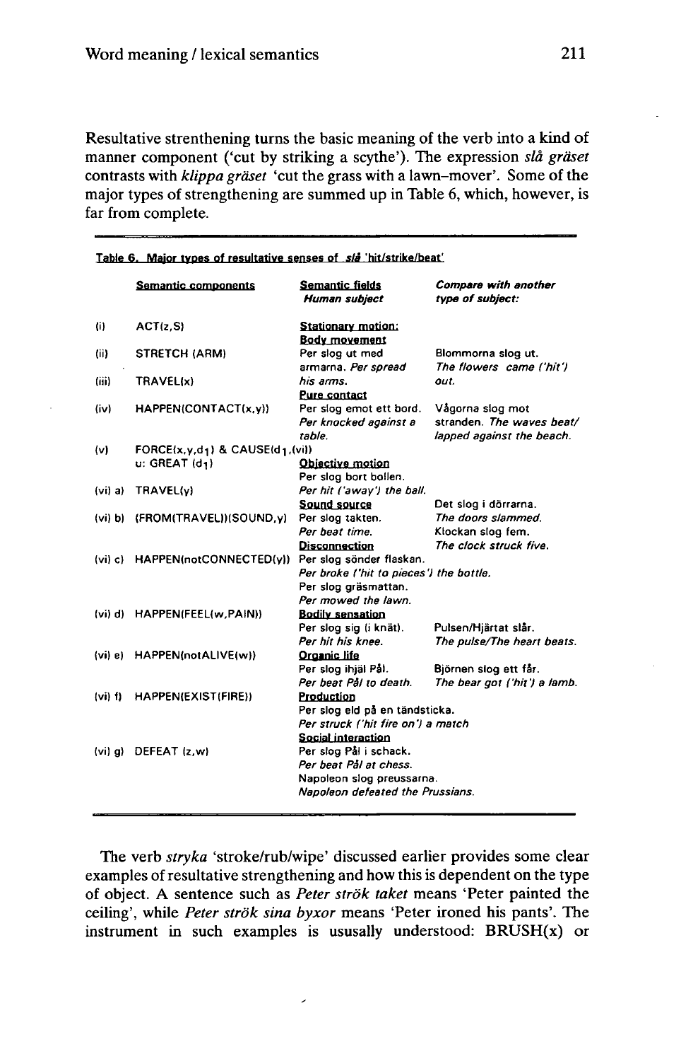Resultative strenthening turns the basic meaning of the verb into a kind of manner component ('cut by striking a scythe'). The expression *slå gräset* contrasts with *klippa gräset* 'cut the grass with a lawn-mover'. Some of the major types of strengthening are summed up in Table 6, which, however, is far from complete.

Table 6. Major types of resultative senses of *slå* 'hit/strike/beat'

| | Semantic components | Semantic fields *Human subject* | *Compare with another type of subject:* |
|---|---|---|---|
| (i) | ACT(z,S) | Stationary motion: Body movement | |
| (ii) | STRETCH (ARM) | Per slog ut med armarna. *Per spread his arms.* | Blommorna slog ut. *The flowers came ('hit') out.* |
| (iii) | TRAVEL(x) | Pure contact | |
| (iv) | HAPPEN(CONTACT(x,y)) | Per slog emot ett bord. *Per knocked against a table.* | Vågorna slog mot stranden. *The waves beat/lapped against the beach.* |
| (v) | FORCE(x,y,$d_1$) & CAUSE($d_1$,(vi)) u: GREAT ($d_1$) | Objective motion | |
| (vi) a) | TRAVEL(y) | Per slog bort bollen. *Per hit ('away') the ball.* | |
| | | Sound source | Det slog i dörrarna. *The doors slammed.* |
| (vi) b) | (FROM(TRAVEL))(SOUND,y) | Per slog takten. *Per beat time.* | Klockan slog fem. *The clock struck five.* |
| | | Disconnection | |
| (vi) c) | HAPPEN(notCONNECTED(y)) | Per slog sönder flaskan. *Per broke ('hit to pieces') the bottle.* Per slog gräsmattan. *Per mowed the lawn.* | |
| (vi) d) | HAPPEN(FEEL(w,PAIN)) | Bodily sensation: Per slog sig (i knät). *Per hit his knee.* | Pulsen/Hjärtat slår. *The pulse/The heart beats.* |
| (vi) e) | HAPPEN(notALIVE(w)) | Organic life: Per slog ihjäl Pål. *Per beat Pål to death.* | Björnen slog ett får. *The bear got ('hit') a lamb.* |
| (vi) f) | HAPPEN(EXIST(FIRE)) | Production: Per slog eld på en tändsticka. *Per struck ('hit fire on') a match* | |
| | | Social interaction | |
| (vi) g) | DEFEAT (z,w) | Per slog Pål i schack. *Per beat Pål at chess.* Napoleon slog preussarna. *Napoleon defeated the Prussians.* | |

The verb *stryka* 'stroke/rub/wipe' discussed earlier provides some clear examples of resultative strengthening and how this is dependent on the type of object. A sentence such as *Peter strök taket* means 'Peter painted the ceiling', while *Peter strök sina byxor* means 'Peter ironed his pants'. The instrument in such examples is ususally understood: BRUSH(x) or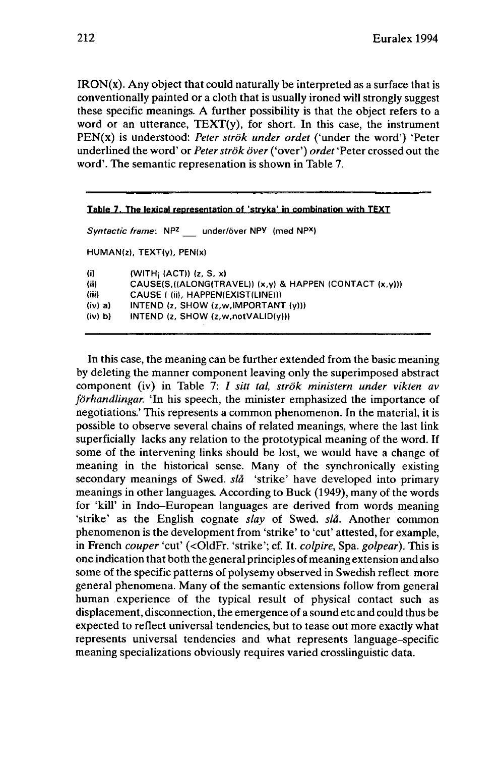IRON(x). Any object that could naturally be interpreted as a surface that is conventionally painted or a cloth that is usually ironed will strongly suggest these specific meanings. A further possibility is that the object refers to a word or an utterance, TEXT(y), for short. In this case, the instrument PEN(x) is understood: *Peter strök under ordet* ('under the word') 'Peter underlined the word' or *Peter strök över* ('over') *ordet* 'Peter crossed out the word'. The semantic represenation is shown in Table 7.

**Table 7. The lexical representation of 'stryka' in combination with TEXT**

*Syntactic frame*: $NP^{z}$ ___ under/över $NP^{y}$ (med $NP^{x}$)

HUMAN(z), TEXT(y), PEN(x)

| | |
|---|---|
| (i) | ($WITH_i$ (ACT)) (z, S, x) |
| (ii) | CAUSE(S,((ALONG(TRAVEL)) (x,y) & HAPPEN (CONTACT (x,y))) |
| (iii) | CAUSE ( (ii), HAPPEN(EXIST(LINE))) |
| (iv) a) | INTEND (z, SHOW (z,w,IMPORTANT (y))) |
| (iv) b) | INTEND (z, SHOW (z,w,notVALID(y))) |

In this case, the meaning can be further extended from the basic meaning by deleting the manner component leaving only the superimposed abstract component (iv) in Table 7: *I sitt tal, strök ministern under vikten av förhandlingar.* 'In his speech, the minister emphasized the importance of negotiations.' This represents a common phenomenon. In the material, it is possible to observe several chains of related meanings, where the last link superficially lacks any relation to the prototypical meaning of the word. If some of the intervening links should be lost, we would have a change of meaning in the historical sense. Many of the synchronically existing secondary meanings of Swed. *slå* 'strike' have developed into primary meanings in other languages. According to Buck (1949), many of the words for 'kill' in Indo–European languages are derived from words meaning 'strike' as the English cognate *slay* of Swed. *slå*. Another common phenomenon is the development from 'strike' to 'cut' attested, for example, in French *couper* 'cut' (<OldFr. 'strike'; cf. It. *colpire*, Spa. *golpear*). This is one indication that both the general principles of meaning extension and also some of the specific patterns of polysemy observed in Swedish reflect more general phenomena. Many of the semantic extensions follow from general human experience of the typical result of physical contact such as displacement, disconnection, the emergence of a sound etc and could thus be expected to reflect universal tendencies, but to tease out more exactly what represents universal tendencies and what represents language–specific meaning specializations obviously requires varied crosslinguistic data.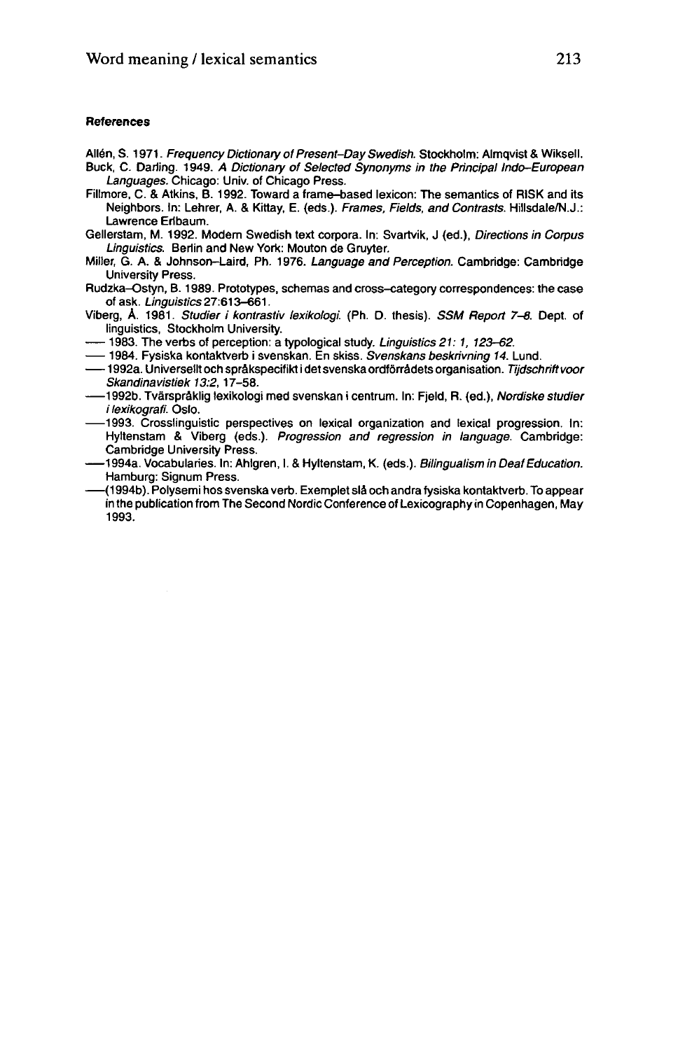#### References

Allén, S. 1971. *Frequency Dictionary of Present–Day Swedish.* Stockholm: Almqvist & Wiksell.

Buck, C. Darling. 1949. *A Dictionary of Selected Synonyms in the Principal Indo–European Languages.* Chicago: Univ. of Chicago Press.

Fillmore, C. & Atkins, B. 1992. Toward a frame–based lexicon: The semantics of RISK and its Neighbors. In: Lehrer, A. & Kittay, E. (eds.). *Frames, Fields, and Contrasts.* Hillsdale/N.J.: Lawrence Erlbaum.

Gellerstam, M. 1992. Modern Swedish text corpora. In: Svartvik, J (ed.), *Directions in Corpus Linguistics.* Berlin and New York: Mouton de Gruyter.

Miller, G. A. & Johnson–Laird, Ph. 1976. *Language and Perception.* Cambridge: Cambridge University Press.

Rudzka–Ostyn, B. 1989. Prototypes, schemas and cross–category correspondences: the case of ask. *Linguistics* 27:613–661.

Viberg, Å. 1981. *Studier i kontrastiv lexikologi.* (Ph. D. thesis). *SSM Report 7–8.* Dept. of linguistics, Stockholm University.

— 1983. The verbs of perception: a typological study. *Linguistics 21: 1, 123–62.*

— 1984. Fysiska kontaktverb i svenskan. En skiss. *Svenskans beskrivning 14.* Lund.

— 1992a. Universellt och språkspecifikt i det svenska ordförrådets organisation. *Tijdschrift voor Skandinavistiek 13:2,* 17–58.

—1992b. Tvärspråklig lexikologi med svenskan i centrum. In: Fjeld, R. (ed.), *Nordiske studier i lexikografi.* Oslo.

—1993. Crosslinguistic perspectives on lexical organization and lexical progression. In: Hyltenstam & Viberg (eds.). *Progression and regression in language.* Cambridge: Cambridge University Press.

—1994a. Vocabularies. In: Ahlgren, I. & Hyltenstam, K. (eds.). *Bilingualism in Deaf Education.* Hamburg: Signum Press.

—(1994b). Polysemi hos svenska verb. Exemplet slå och andra fysiska kontaktverb. To appear in the publication from The Second Nordic Conference of Lexicography in Copenhagen, May 1993.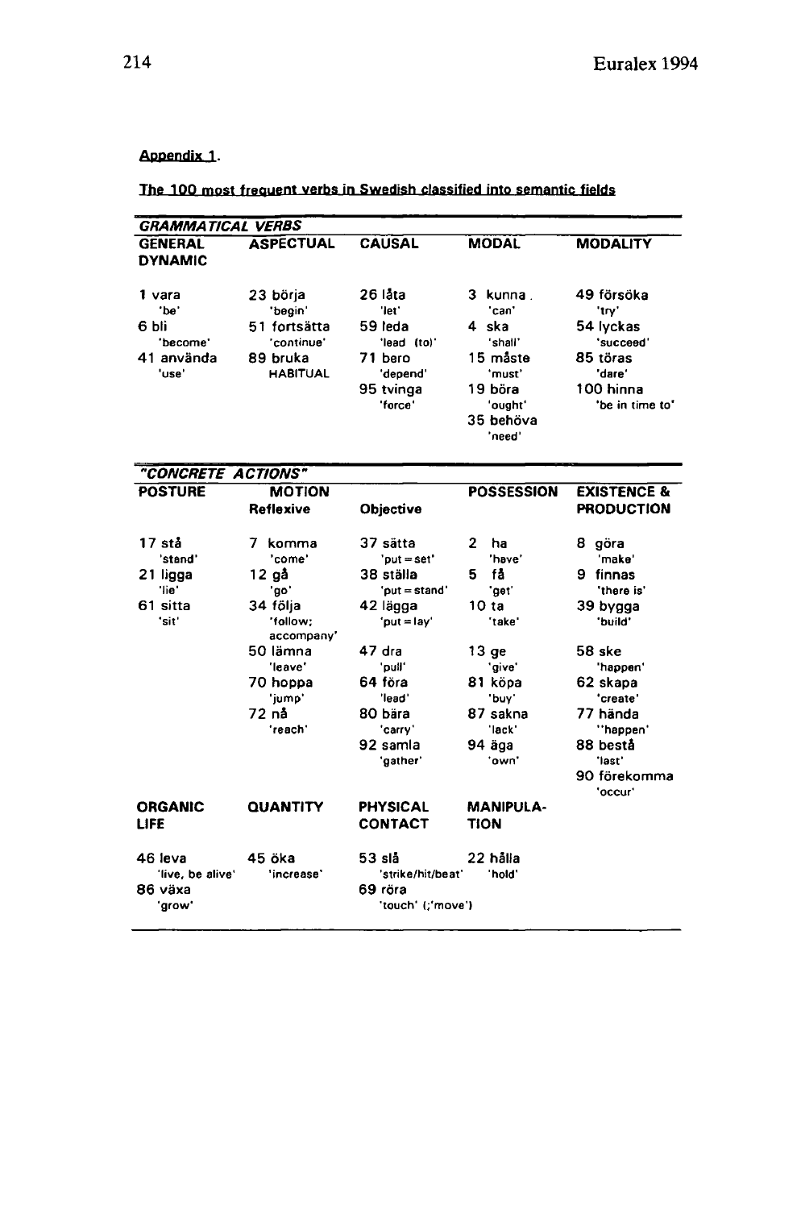Appendix 1.

The 100 most frequent verbs in Swedish classified into semantic fields

| *GRAMMATICAL VERBS* | | | | |
|---|---|---|---|---|
| **GENERAL DYNAMIC** | **ASPECTUAL** | **CAUSAL** | **MODAL** | **MODALITY** |
| 1 vara 'be' | 23 börja 'begin' | 26 låta 'let' | 3 kunna 'can' | 49 försöka 'try' |
| 6 bli 'become' | 51 fortsätta 'continue' | 59 leda 'lead (to)' | 4 ska 'shall' | 54 lyckas 'succeed' |
| 41 använda 'use' | 89 bruka HABITUAL | 71 bero 'depend' | 15 måste 'must' | 85 töras 'dare' |
| | | 95 tvinga 'force' | 19 böra 'ought' | 100 hinna 'be in time to' |
| | | | 35 behöva 'need' | |

| *"CONCRETE ACTIONS"* | | | | |
|---|---|---|---|---|
| **POSTURE** | **MOTION** Reflexive | Objective | **POSSESSION** | **EXISTENCE & PRODUCTION** |
| 17 stå 'stand' | 7 komma 'come' | 37 sätta 'put = set' | 2 ha 'have' | 8 göra 'make' |
| 21 ligga 'lie' | 12 gå 'go' | 38 ställa 'put = stand' | 5 få 'get' | 9 finnas 'there is' |
| 61 sitta 'sit' | 34 följa 'follow; accompany' | 42 lägga 'put = lay' | 10 ta 'take' | 39 bygga 'build' |
| | 50 lämna 'leave' | 47 dra 'pull' | 13 ge 'give' | 58 ske 'happen' |
| | 70 hoppa 'jump' | 64 föra 'lead' | 81 köpa 'buy' | 62 skapa 'create' |
| | 72 nå 'reach' | 80 bära 'carry' | 87 sakna 'lack' | 77 hända ''happen' |
| | | 92 samla 'gather' | 94 äga 'own' | 88 bestå 'last' |
| | | | | 90 förekomma 'occur' |
| **ORGANIC LIFE** | **QUANTITY** | **PHYSICAL CONTACT** | **MANIPULA-TION** | |
| 46 leva 'live, be alive' | 45 öka 'increase' | 53 slå 'strike/hit/beat' | 22 hålla 'hold' | |
| 86 växa 'grow' | | 69 röra 'touch' (;'move') | | |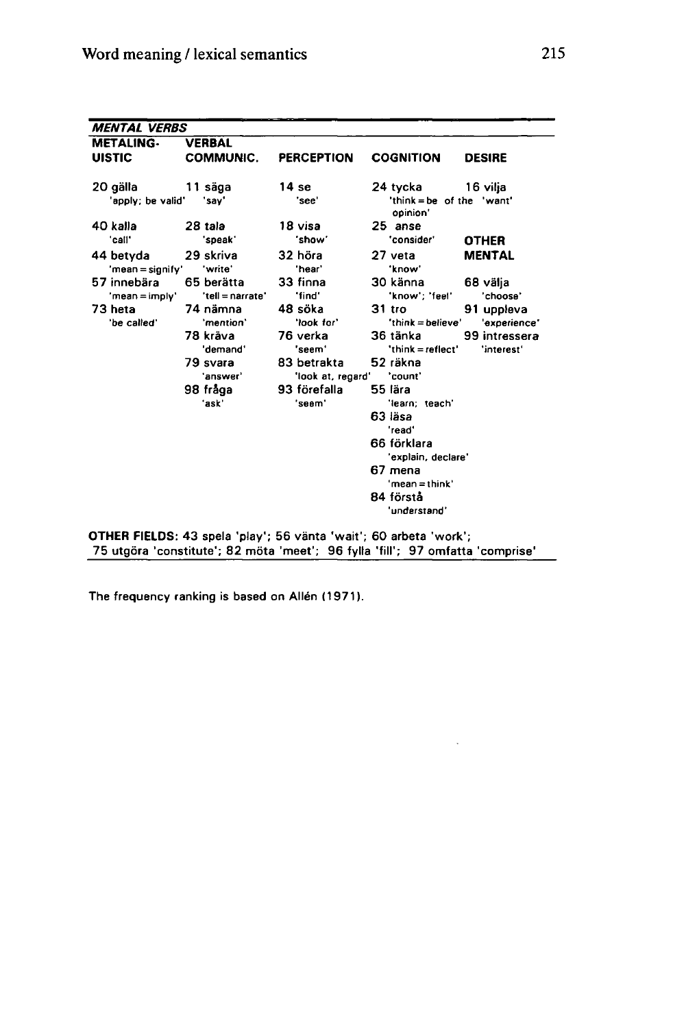| *MENTAL VERBS* | | | | |
|---|---|---|---|---|
| **METALINGUISTIC** | **VERBAL COMMUNIC.** | **PERCEPTION** | **COGNITION** | **DESIRE** |
| 20 gälla 'apply; be valid' | 11 säga 'say' | 14 se 'see' | 24 tycka 'think = be of the opinion' | 16 vilja 'want' |
| 40 kalla 'call' | 28 tala 'speak' | 18 visa 'show' | 25 anse 'consider' | **OTHER MENTAL** |
| 44 betyda 'mean = signify' | 29 skriva 'write' | 32 höra 'hear' | 27 veta 'know' | |
| 57 innebära 'mean = imply' | 65 berätta 'tell = narrate' | 33 finna 'find' | 30 känna 'know'; 'feel' | 68 välja 'choose' |
| 73 heta 'be called' | 74 nämna 'mention' | 48 söka 'look for' | 31 tro 'think = believe' | 91 uppleva 'experience' |
| | 78 kräva 'demand' | 76 verka 'seem' | 36 tänka 'think = reflect' | 99 intressera 'interest' |
| | 79 svara 'answer' | 83 betrakta 'look at, regard' | 52 räkna 'count' | |
| | 98 fråga 'ask' | 93 förefalla 'seem' | 55 lära 'learn; teach' | |
| | | | 63 läsa 'read' | |
| | | | 66 förklara 'explain, declare' | |
| | | | 67 mena 'mean = think' | |
| | | | 84 förstå 'understand' | |

**OTHER FIELDS:** 43 spela 'play'; 56 vänta 'wait'; 60 arbeta 'work'; 75 utgöra 'constitute'; 82 möta 'meet'; 96 fylla 'fill'; 97 omfatta 'comprise'

The frequency ranking is based on Allén (1971).